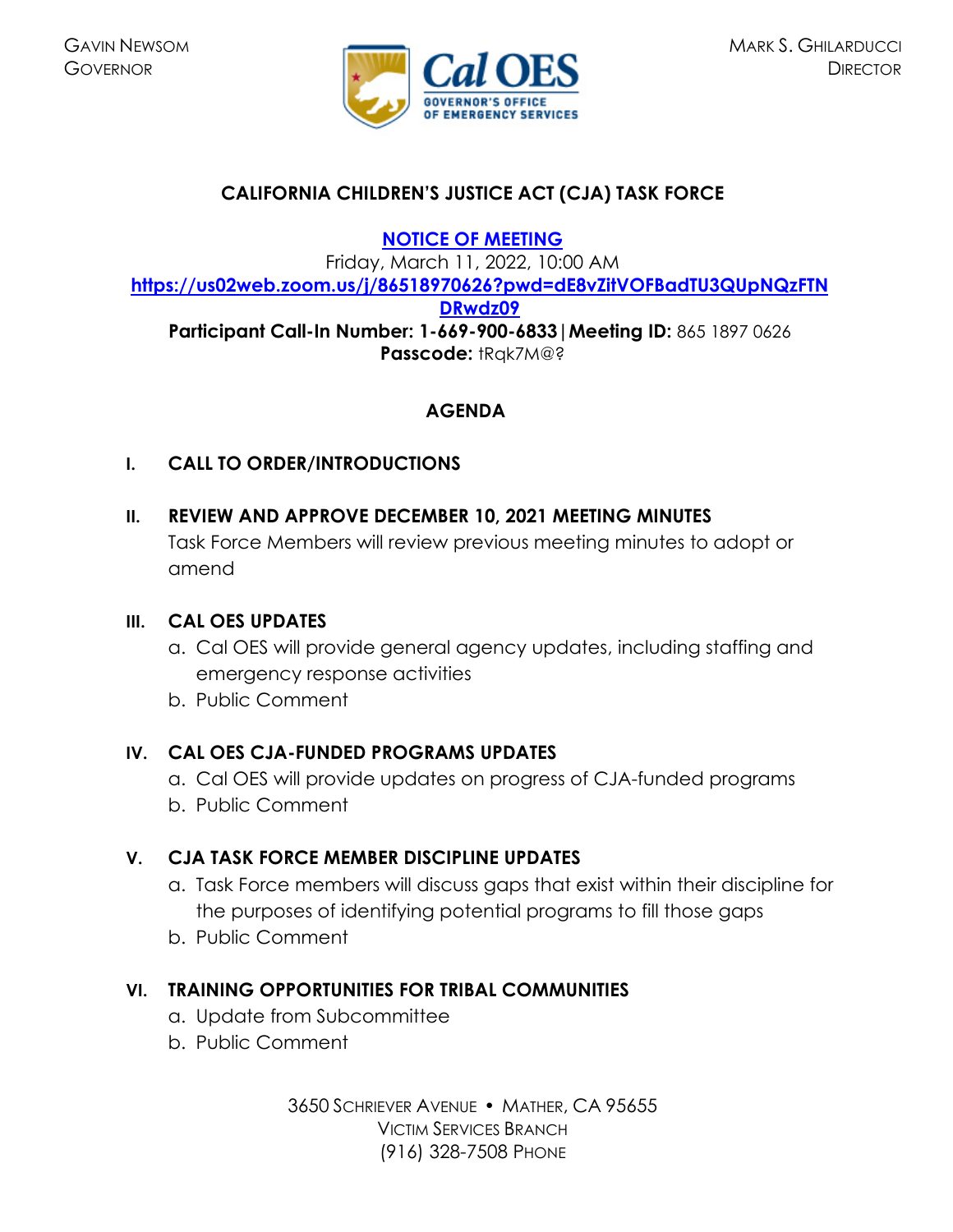GAVIN NEWSOM
GOVERNOR

Cal OES
GOVERNOR'S OFFICE
OF EMERGENCY SERVICES

MARK S. GHILARDUCCI
DIRECTOR

# CALIFORNIA CHILDREN'S JUSTICE ACT (CJA) TASK FORCE

**NOTICE OF MEETING**

Friday, March 11, 2022, 10:00 AM

**https://us02web.zoom.us/j/86518970626?pwd=dE8vZitVOFBadTU3QUpNQzFTNDRwdz09**

**Participant Call-In Number: 1-669-900-6833 | Meeting ID:** 865 1897 0626
**Passcode:** tRqk7M@?

## AGENDA

**I. CALL TO ORDER/INTRODUCTIONS**

**II. REVIEW AND APPROVE DECEMBER 10, 2021 MEETING MINUTES**

Task Force Members will review previous meeting minutes to adopt or amend

**III. CAL OES UPDATES**

a. Cal OES will provide general agency updates, including staffing and emergency response activities
b. Public Comment

**IV. CAL OES CJA-FUNDED PROGRAMS UPDATES**

a. Cal OES will provide updates on progress of CJA-funded programs
b. Public Comment

**V. CJA TASK FORCE MEMBER DISCIPLINE UPDATES**

a. Task Force members will discuss gaps that exist within their discipline for the purposes of identifying potential programs to fill those gaps
b. Public Comment

**VI. TRAINING OPPORTUNITIES FOR TRIBAL COMMUNITIES**

a. Update from Subcommittee
b. Public Comment

3650 SCHRIEVER AVENUE • MATHER, CA 95655
VICTIM SERVICES BRANCH
(916) 328-7508 PHONE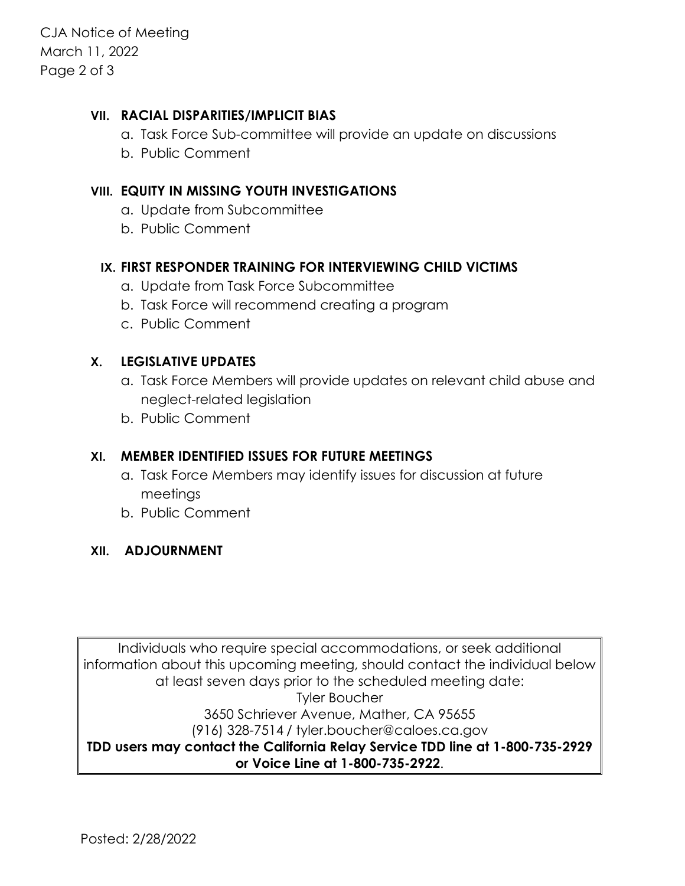## VII. RACIAL DISPARITIES/IMPLICIT BIAS

a. Task Force Sub-committee will provide an update on discussions
b. Public Comment

## VIII. EQUITY IN MISSING YOUTH INVESTIGATIONS

a. Update from Subcommittee
b. Public Comment

## IX. FIRST RESPONDER TRAINING FOR INTERVIEWING CHILD VICTIMS

a. Update from Task Force Subcommittee
b. Task Force will recommend creating a program
c. Public Comment

## X. LEGISLATIVE UPDATES

a. Task Force Members will provide updates on relevant child abuse and neglect-related legislation
b. Public Comment

## XI. MEMBER IDENTIFIED ISSUES FOR FUTURE MEETINGS

a. Task Force Members may identify issues for discussion at future meetings
b. Public Comment

## XII. ADJOURNMENT

Individuals who require special accommodations, or seek additional information about this upcoming meeting, should contact the individual below at least seven days prior to the scheduled meeting date:
Tyler Boucher
3650 Schriever Avenue, Mather, CA 95655
(916) 328-7514 / tyler.boucher@caloes.ca.gov
**TDD users may contact the California Relay Service TDD line at 1-800-735-2929 or Voice Line at 1-800-735-2922**.

Posted: 2/28/2022